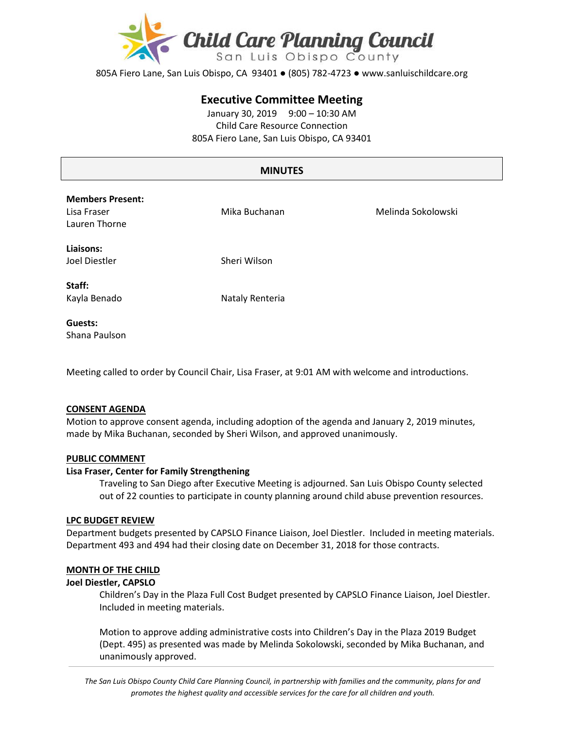# Child Care Planning Council

San Luis Obispo County

805A Fiero Lane, San Luis Obispo, CA 93401 ● (805) 782-4723 ● www.sanluischildcare.org

## Executive Committee Meeting

January 30, 2019 9:00 – 10:30 AM
Child Care Resource Connection
805A Fiero Lane, San Luis Obispo, CA 93401

## MINUTES

**Members Present:**
Lisa Fraser
Lauren Thorne
Mika Buchanan
Melinda Sokolowski

**Liaisons:**
Joel Diestler
Sheri Wilson

**Staff:**
Kayla Benado
Nataly Renteria

**Guests:**
Shana Paulson

Meeting called to order by Council Chair, Lisa Fraser, at 9:01 AM with welcome and introductions.

### CONSENT AGENDA

Motion to approve consent agenda, including adoption of the agenda and January 2, 2019 minutes, made by Mika Buchanan, seconded by Sheri Wilson, and approved unanimously.

### PUBLIC COMMENT

**Lisa Fraser, Center for Family Strengthening**

Traveling to San Diego after Executive Meeting is adjourned. San Luis Obispo County selected out of 22 counties to participate in county planning around child abuse prevention resources.

### LPC BUDGET REVIEW

Department budgets presented by CAPSLO Finance Liaison, Joel Diestler. Included in meeting materials. Department 493 and 494 had their closing date on December 31, 2018 for those contracts.

### MONTH OF THE CHILD

**Joel Diestler, CAPSLO**

Children's Day in the Plaza Full Cost Budget presented by CAPSLO Finance Liaison, Joel Diestler. Included in meeting materials.

Motion to approve adding administrative costs into Children's Day in the Plaza 2019 Budget (Dept. 495) as presented was made by Melinda Sokolowski, seconded by Mika Buchanan, and unanimously approved.

*The San Luis Obispo County Child Care Planning Council, in partnership with families and the community, plans for and promotes the highest quality and accessible services for the care for all children and youth.*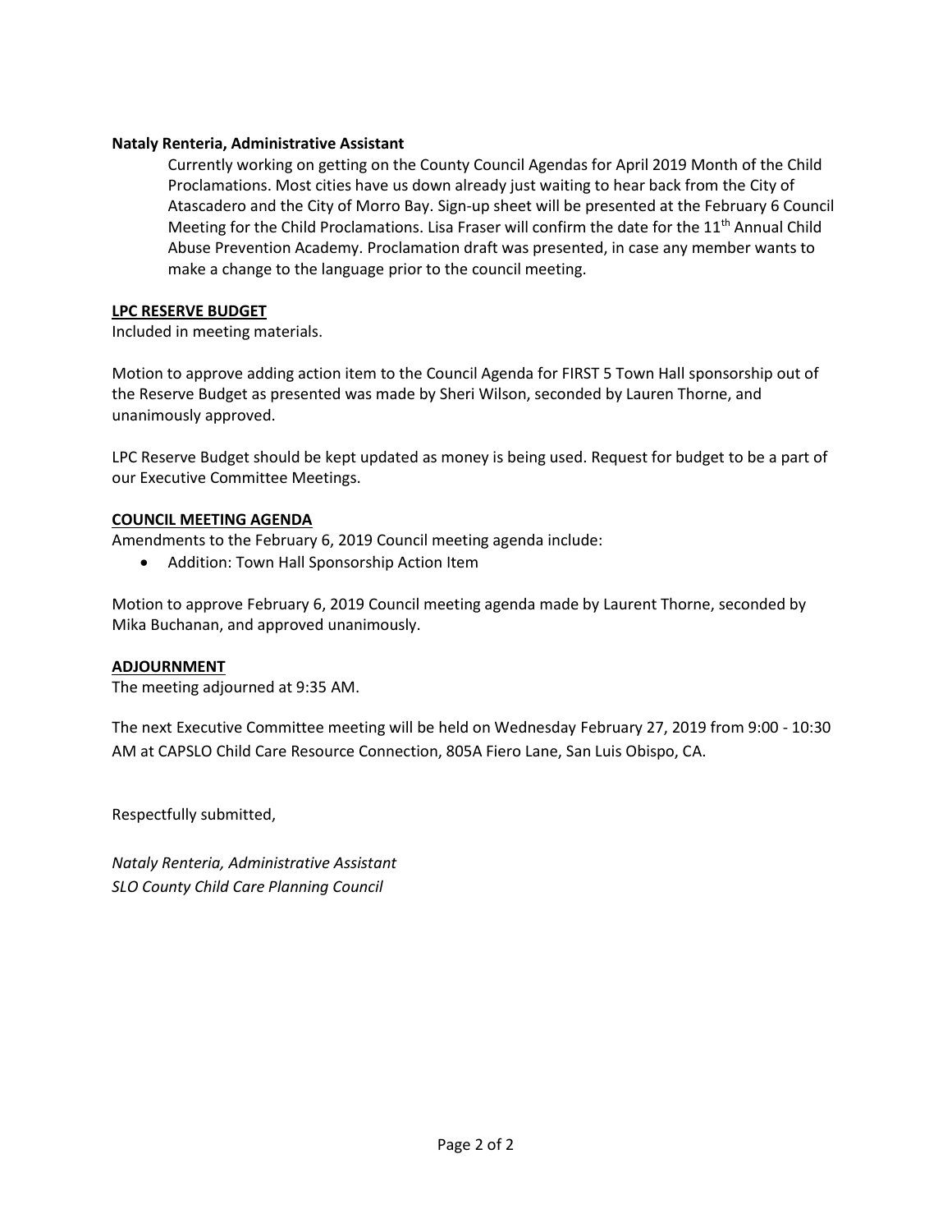**Nataly Renteria, Administrative Assistant**

Currently working on getting on the County Council Agendas for April 2019 Month of the Child Proclamations. Most cities have us down already just waiting to hear back from the City of Atascadero and the City of Morro Bay. Sign-up sheet will be presented at the February 6 Council Meeting for the Child Proclamations. Lisa Fraser will confirm the date for the 11th Annual Child Abuse Prevention Academy. Proclamation draft was presented, in case any member wants to make a change to the language prior to the council meeting.

**LPC RESERVE BUDGET**

Included in meeting materials.

Motion to approve adding action item to the Council Agenda for FIRST 5 Town Hall sponsorship out of the Reserve Budget as presented was made by Sheri Wilson, seconded by Lauren Thorne, and unanimously approved.

LPC Reserve Budget should be kept updated as money is being used. Request for budget to be a part of our Executive Committee Meetings.

**COUNCIL MEETING AGENDA**

Amendments to the February 6, 2019 Council meeting agenda include:

- Addition: Town Hall Sponsorship Action Item

Motion to approve February 6, 2019 Council meeting agenda made by Laurent Thorne, seconded by Mika Buchanan, and approved unanimously.

**ADJOURNMENT**

The meeting adjourned at 9:35 AM.

The next Executive Committee meeting will be held on Wednesday February 27, 2019 from 9:00 - 10:30 AM at CAPSLO Child Care Resource Connection, 805A Fiero Lane, San Luis Obispo, CA.

Respectfully submitted,

*Nataly Renteria, Administrative Assistant*
*SLO County Child Care Planning Council*